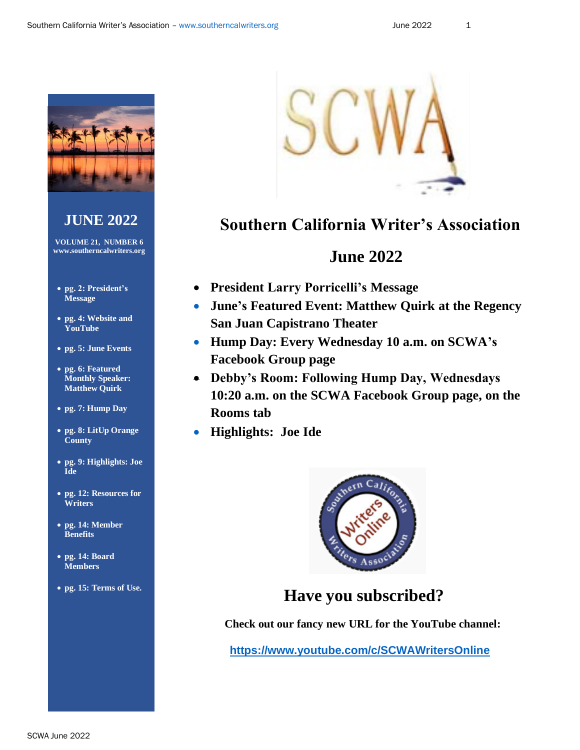# JUNE 2022

**VOLUME 21, NUMBER 6**
**www.southerncalwriters.org**

- **pg. 2: President's Message**
- **pg. 4: Website and YouTube**
- **pg. 5: June Events**
- **pg. 6: Featured Monthly Speaker: Matthew Quirk**
- **pg. 7: Hump Day**
- **pg. 8: LitUp Orange County**
- **pg. 9: Highlights: Joe Ide**
- **pg. 12: Resources for Writers**
- **pg. 14: Member Benefits**
- **pg. 14: Board Members**
- **pg. 15: Terms of Use.**

# Southern California Writer's Association

## June 2022

- **President Larry Porricelli's Message**
- **June's Featured Event: Matthew Quirk at the Regency San Juan Capistrano Theater**
- **Hump Day: Every Wednesday 10 a.m. on SCWA's Facebook Group page**
- **Debby's Room: Following Hump Day, Wednesdays 10:20 a.m. on the SCWA Facebook Group page, on the Rooms tab**
- **Highlights: Joe Ide**

## Have you subscribed?

**Check out our fancy new URL for the YouTube channel:**

**https://www.youtube.com/c/SCWAWritersOnline**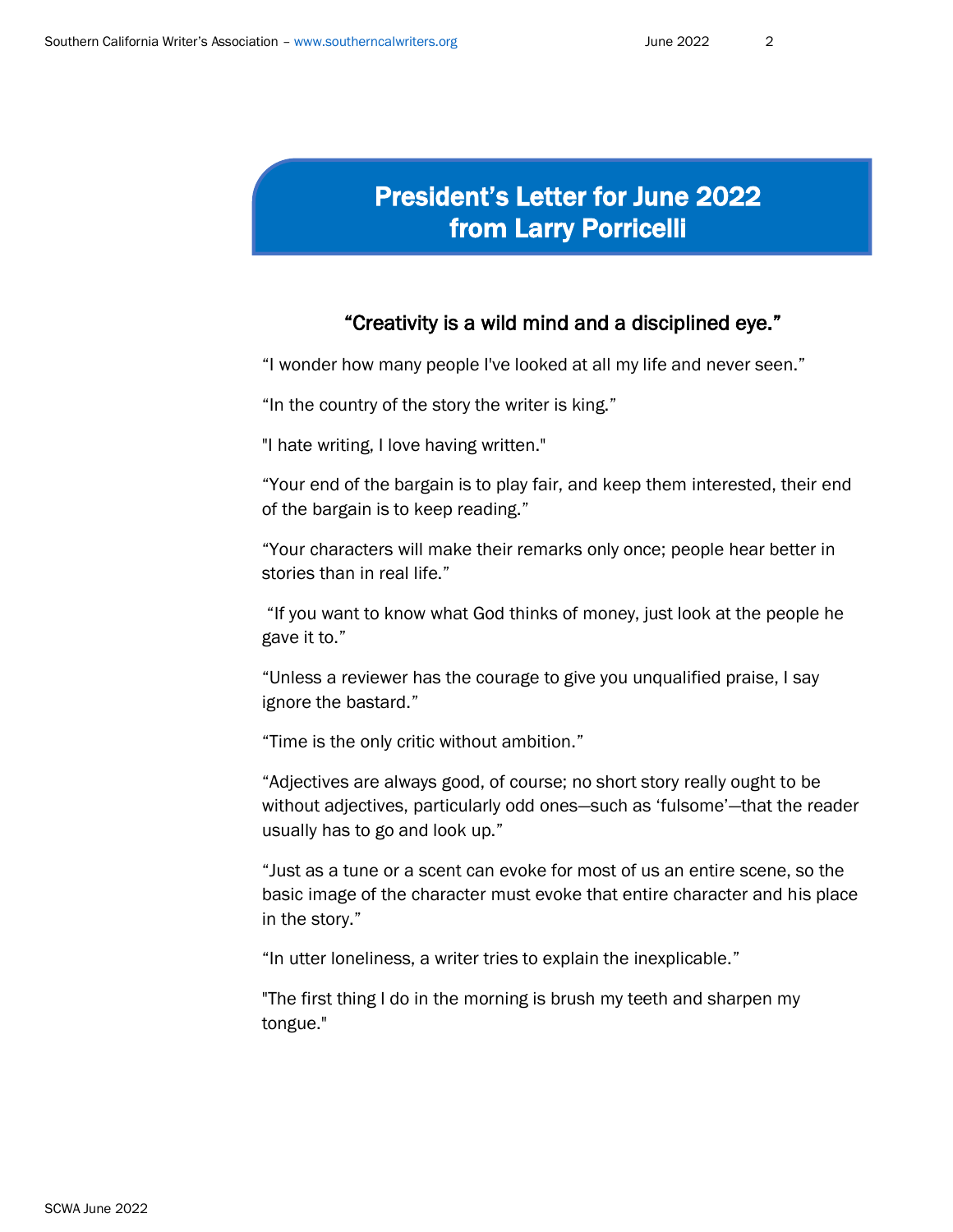# President's Letter for June 2022 from Larry Porricelli

**"Creativity is a wild mind and a disciplined eye."**

"I wonder how many people I've looked at all my life and never seen."

"In the country of the story the writer is king."

"I hate writing, I love having written."

"Your end of the bargain is to play fair, and keep them interested, their end of the bargain is to keep reading."

"Your characters will make their remarks only once; people hear better in stories than in real life."

"If you want to know what God thinks of money, just look at the people he gave it to."

"Unless a reviewer has the courage to give you unqualified praise, I say ignore the bastard."

"Time is the only critic without ambition."

"Adjectives are always good, of course; no short story really ought to be without adjectives, particularly odd ones—such as 'fulsome'—that the reader usually has to go and look up."

"Just as a tune or a scent can evoke for most of us an entire scene, so the basic image of the character must evoke that entire character and his place in the story."

"In utter loneliness, a writer tries to explain the inexplicable."

"The first thing I do in the morning is brush my teeth and sharpen my tongue."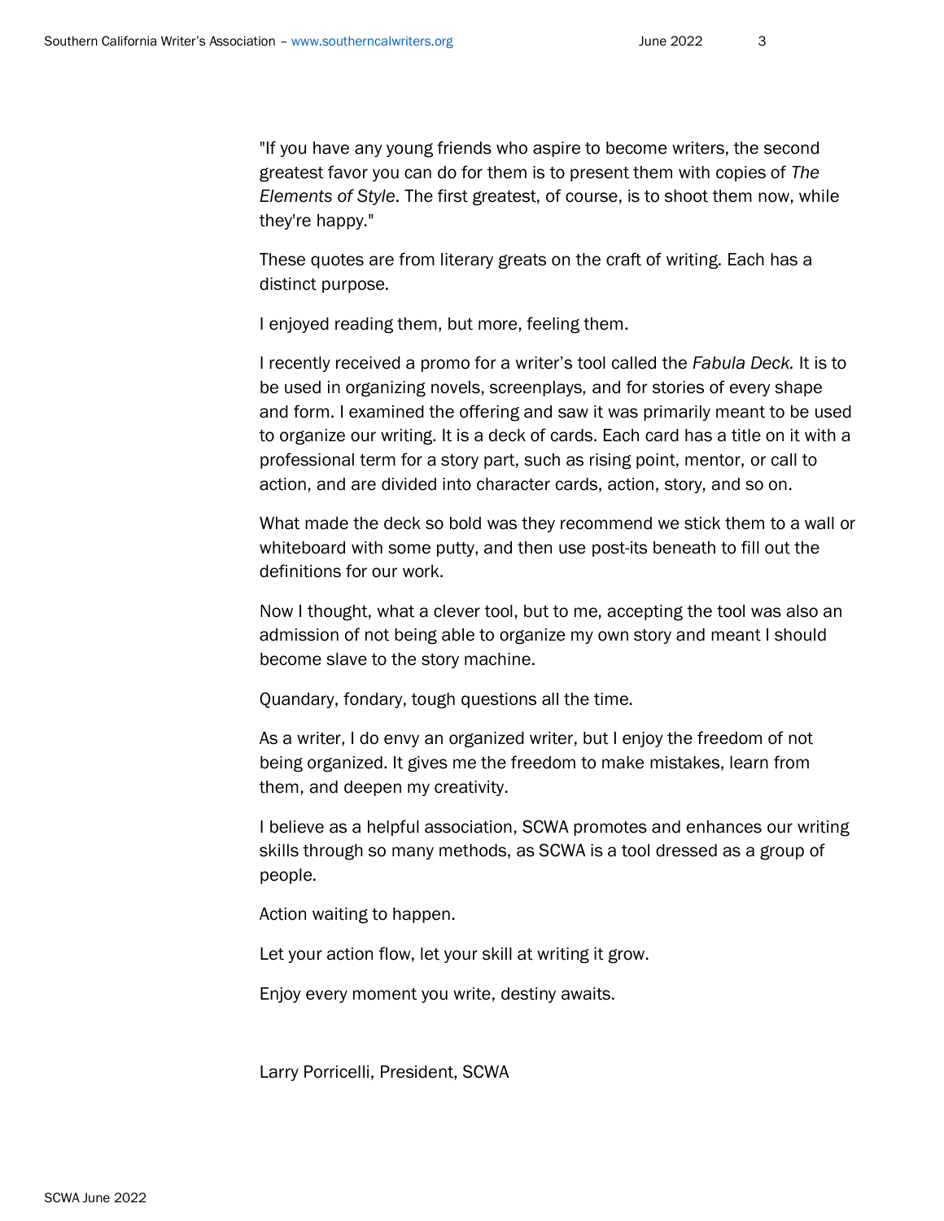"If you have any young friends who aspire to become writers, the second greatest favor you can do for them is to present them with copies of *The Elements of Style*. The first greatest, of course, is to shoot them now, while they're happy."

These quotes are from literary greats on the craft of writing. Each has a distinct purpose.

I enjoyed reading them, but more, feeling them.

I recently received a promo for a writer's tool called the *Fabula Deck*. It is to be used in organizing novels, screenplays, and for stories of every shape and form. I examined the offering and saw it was primarily meant to be used to organize our writing. It is a deck of cards. Each card has a title on it with a professional term for a story part, such as rising point, mentor, or call to action, and are divided into character cards, action, story, and so on.

What made the deck so bold was they recommend we stick them to a wall or whiteboard with some putty, and then use post-its beneath to fill out the definitions for our work.

Now I thought, what a clever tool, but to me, accepting the tool was also an admission of not being able to organize my own story and meant I should become slave to the story machine.

Quandary, fondary, tough questions all the time.

As a writer, I do envy an organized writer, but I enjoy the freedom of not being organized. It gives me the freedom to make mistakes, learn from them, and deepen my creativity.

I believe as a helpful association, SCWA promotes and enhances our writing skills through so many methods, as SCWA is a tool dressed as a group of people.

Action waiting to happen.

Let your action flow, let your skill at writing it grow.

Enjoy every moment you write, destiny awaits.

Larry Porricelli, President, SCWA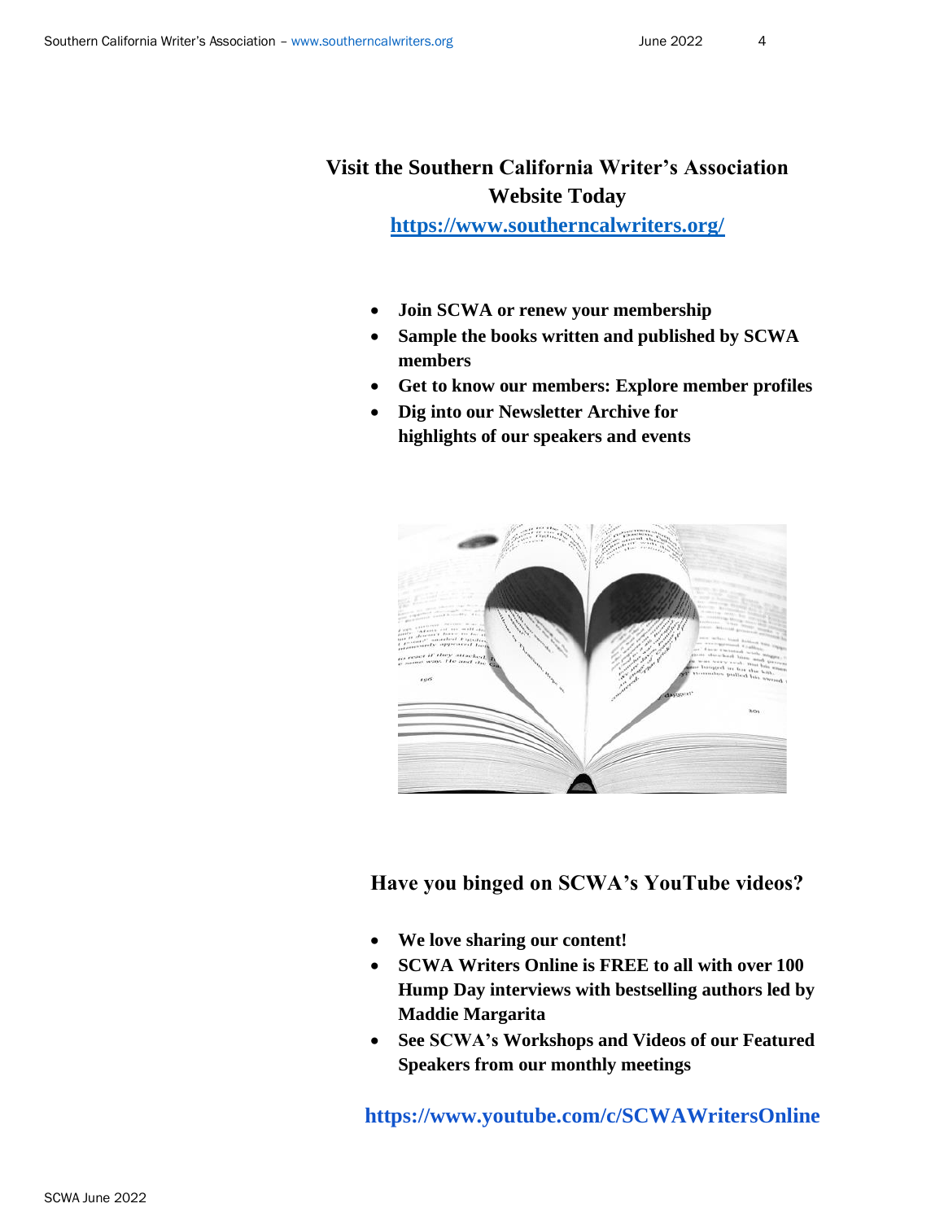## Visit the Southern California Writer's Association Website Today

**[https://www.southerncalwriters.org/](https://www.southerncalwriters.org/)**

- **Join SCWA or renew your membership**
- **Sample the books written and published by SCWA members**
- **Get to know our members: Explore member profiles**
- **Dig into our Newsletter Archive for highlights of our speakers and events**

## Have you binged on SCWA's YouTube videos?

- **We love sharing our content!**
- **SCWA Writers Online is FREE to all with over 100 Hump Day interviews with bestselling authors led by Maddie Margarita**
- **See SCWA's Workshops and Videos of our Featured Speakers from our monthly meetings**

**https://www.youtube.com/c/SCWAWritersOnline**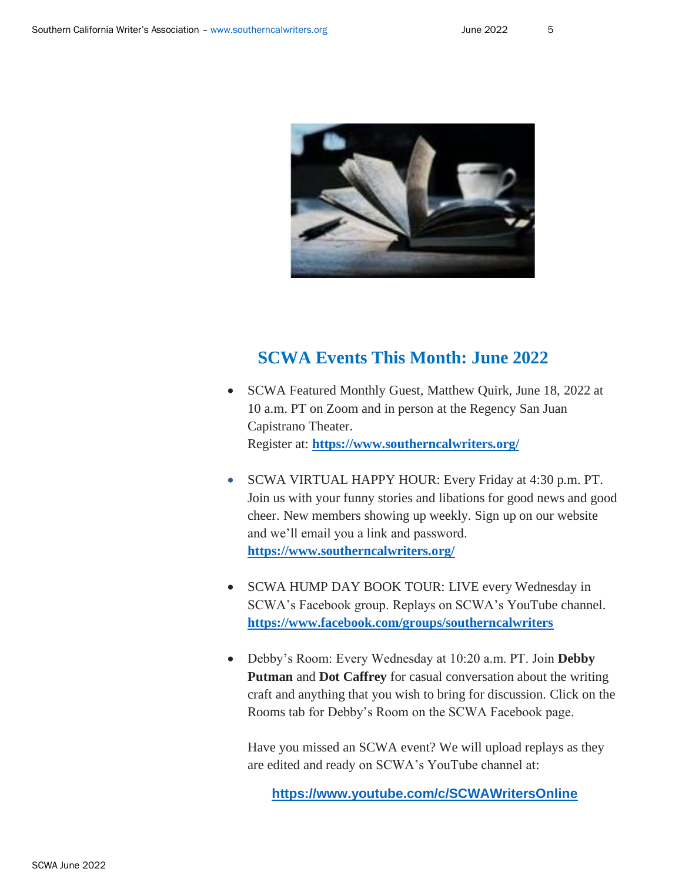## SCWA Events This Month: June 2022

- SCWA Featured Monthly Guest, Matthew Quirk, June 18, 2022 at 10 a.m. PT on Zoom and in person at the Regency San Juan Capistrano Theater.
  Register at: **https://www.southerncalwriters.org/**

- SCWA VIRTUAL HAPPY HOUR: Every Friday at 4:30 p.m. PT. Join us with your funny stories and libations for good news and good cheer. New members showing up weekly. Sign up on our website and we'll email you a link and password.
  **https://www.southerncalwriters.org/**

- SCWA HUMP DAY BOOK TOUR: LIVE every Wednesday in SCWA's Facebook group. Replays on SCWA's YouTube channel.
  **https://www.facebook.com/groups/southerncalwriters**

- Debby's Room: Every Wednesday at 10:20 a.m. PT. Join **Debby Putman** and **Dot Caffrey** for casual conversation about the writing craft and anything that you wish to bring for discussion. Click on the Rooms tab for Debby's Room on the SCWA Facebook page.

  Have you missed an SCWA event? We will upload replays as they are edited and ready on SCWA's YouTube channel at:

  **https://www.youtube.com/c/SCWAWritersOnline**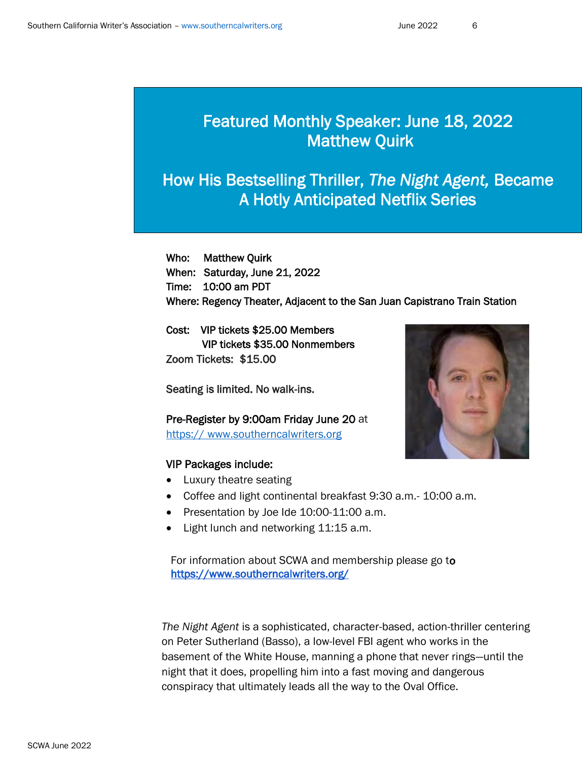# Featured Monthly Speaker: June 18, 2022
# Matthew Quirk

## How His Bestselling Thriller, *The Night Agent,* Became A Hotly Anticipated Netflix Series

**Who:** Matthew Quirk
**When:** Saturday, June 21, 2022
**Time:** 10:00 am PDT
**Where:** Regency Theater, Adjacent to the San Juan Capistrano Train Station

**Cost:** VIP tickets $25.00 Members
VIP tickets $35.00 Nonmembers
Zoom Tickets: $15.00

Seating is limited. No walk-ins.

**Pre-Register by 9:00am Friday June 20** at [https:// www.southerncalwriters.org](https://www.southerncalwriters.org)

**VIP Packages include:**

- Luxury theatre seating
- Coffee and light continental breakfast 9:30 a.m.- 10:00 a.m.
- Presentation by Joe Ide 10:00-11:00 a.m.
- Light lunch and networking 11:15 a.m.

For information about SCWA and membership please go to [https://www.southerncalwriters.org/](https://www.southerncalwriters.org/)

*The Night Agent* is a sophisticated, character-based, action-thriller centering on Peter Sutherland (Basso), a low-level FBI agent who works in the basement of the White House, manning a phone that never rings—until the night that it does, propelling him into a fast moving and dangerous conspiracy that ultimately leads all the way to the Oval Office.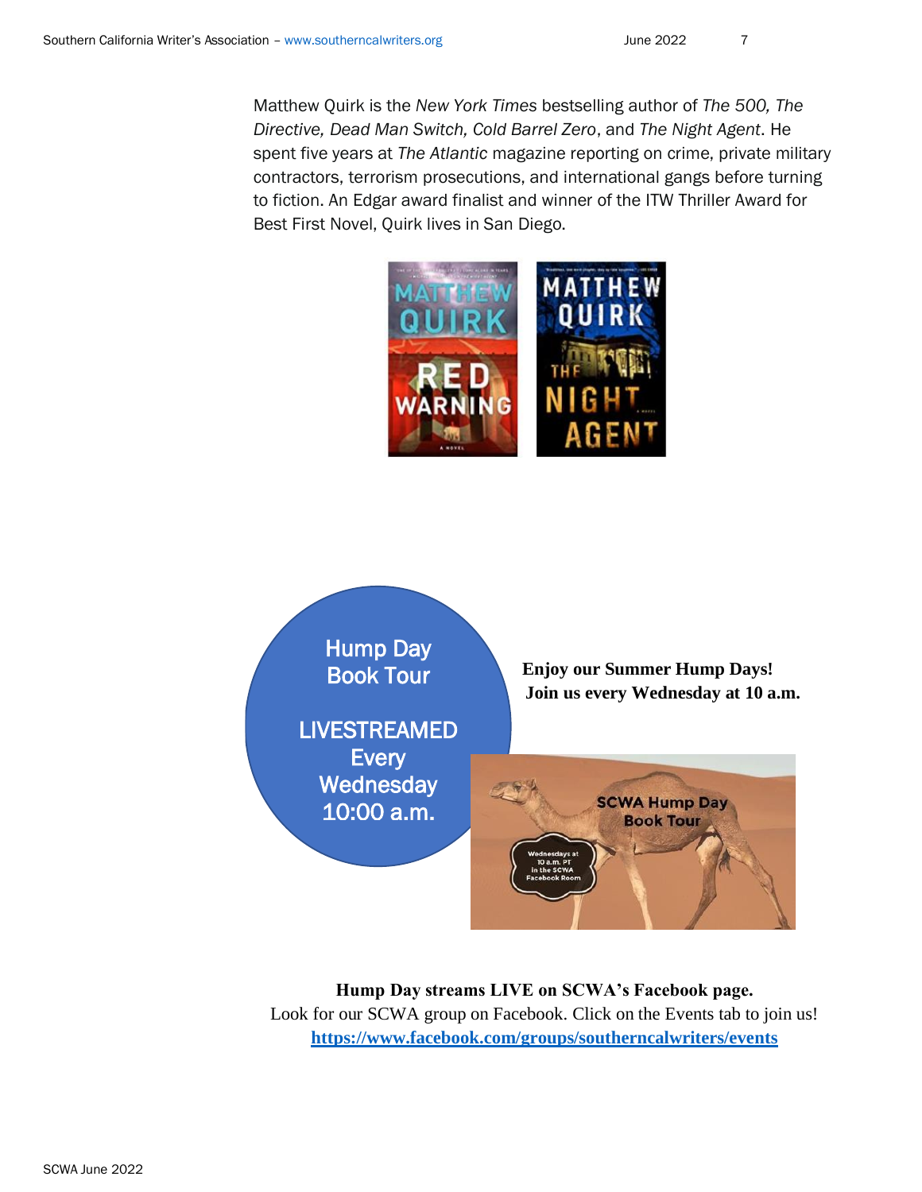Matthew Quirk is the *New York Times* bestselling author of *The 500, The Directive, Dead Man Switch, Cold Barrel Zero*, and *The Night Agent*. He spent five years at *The Atlantic* magazine reporting on crime, private military contractors, terrorism prosecutions, and international gangs before turning to fiction. An Edgar award finalist and winner of the ITW Thriller Award for Best First Novel, Quirk lives in San Diego.

Hump Day Book Tour

LIVESTREAMED Every Wednesday 10:00 a.m.

**Enjoy our Summer Hump Days! Join us every Wednesday at 10 a.m.**

**Hump Day streams LIVE on SCWA's Facebook page.**

Look for our SCWA group on Facebook. Click on the Events tab to join us!

**https://www.facebook.com/groups/southerncalwriters/events**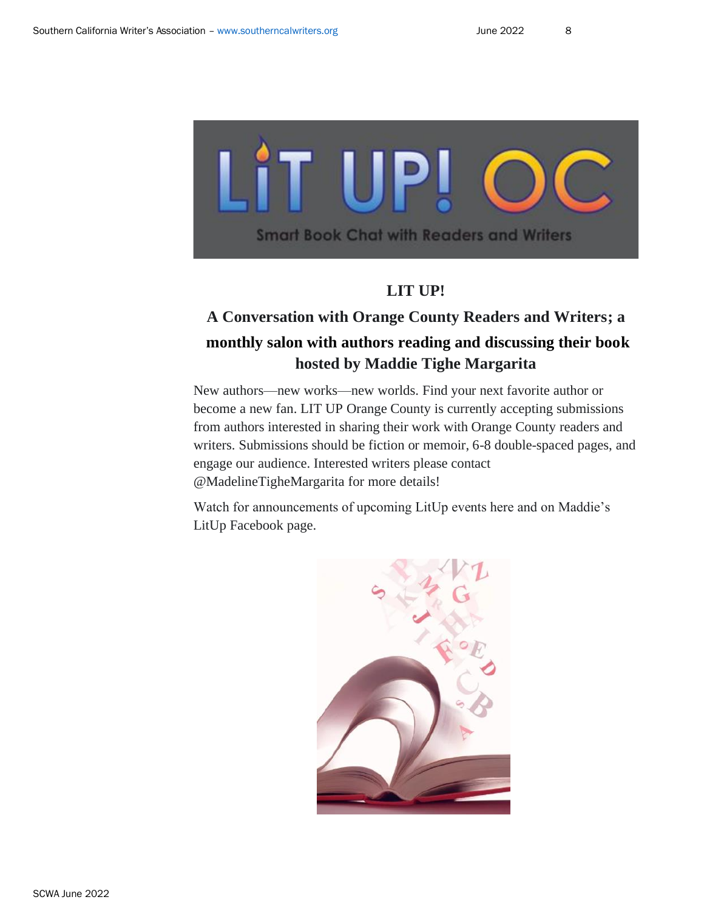## LIT UP!

## A Conversation with Orange County Readers and Writers; a monthly salon with authors reading and discussing their book hosted by Maddie Tighe Margarita

New authors—new works—new worlds. Find your next favorite author or become a new fan. LIT UP Orange County is currently accepting submissions from authors interested in sharing their work with Orange County readers and writers. Submissions should be fiction or memoir, 6-8 double-spaced pages, and engage our audience. Interested writers please contact @MadelineTigheMargarita for more details!

Watch for announcements of upcoming LitUp events here and on Maddie's LitUp Facebook page.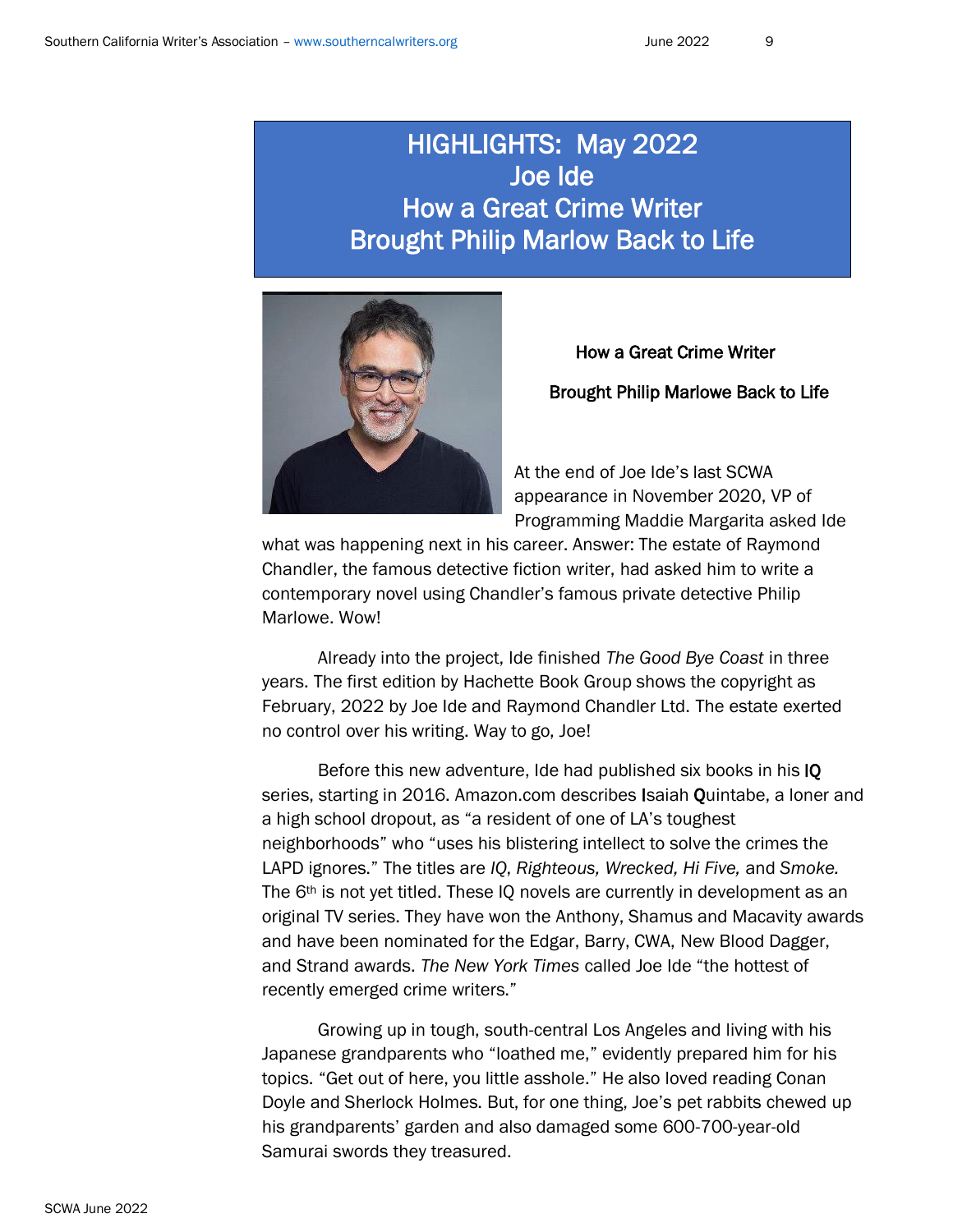# HIGHLIGHTS: May 2022
# Joe Ide
# How a Great Crime Writer
# Brought Philip Marlow Back to Life

**How a Great Crime Writer**

**Brought Philip Marlowe Back to Life**

At the end of Joe Ide's last SCWA appearance in November 2020, VP of Programming Maddie Margarita asked Ide what was happening next in his career. Answer: The estate of Raymond Chandler, the famous detective fiction writer, had asked him to write a contemporary novel using Chandler's famous private detective Philip Marlowe. Wow!

Already into the project, Ide finished *The Good Bye Coast* in three years. The first edition by Hachette Book Group shows the copyright as February, 2022 by Joe Ide and Raymond Chandler Ltd. The estate exerted no control over his writing. Way to go, Joe!

Before this new adventure, Ide had published six books in his **IQ** series, starting in 2016. Amazon.com describes **I**saiah **Q**uintabe, a loner and a high school dropout, as "a resident of one of LA's toughest neighborhoods" who "uses his blistering intellect to solve the crimes the LAPD ignores." The titles are *IQ*, *Righteous, Wrecked, Hi Five,* and *Smoke.* The 6th is not yet titled. These IQ novels are currently in development as an original TV series. They have won the Anthony, Shamus and Macavity awards and have been nominated for the Edgar, Barry, CWA, New Blood Dagger, and Strand awards. *The New York Times* called Joe Ide "the hottest of recently emerged crime writers."

Growing up in tough, south-central Los Angeles and living with his Japanese grandparents who "loathed me," evidently prepared him for his topics. "Get out of here, you little asshole." He also loved reading Conan Doyle and Sherlock Holmes. But, for one thing, Joe's pet rabbits chewed up his grandparents' garden and also damaged some 600-700-year-old Samurai swords they treasured.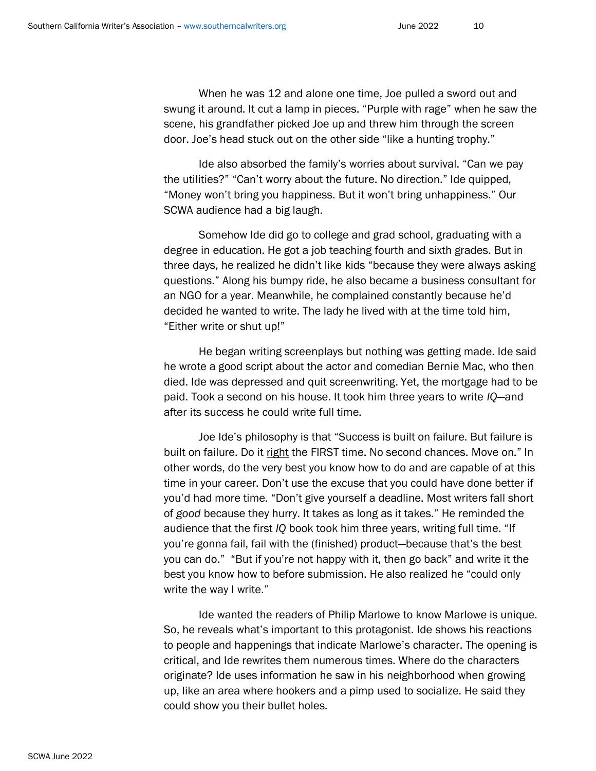When he was 12 and alone one time, Joe pulled a sword out and swung it around. It cut a lamp in pieces. "Purple with rage" when he saw the scene, his grandfather picked Joe up and threw him through the screen door. Joe's head stuck out on the other side "like a hunting trophy."

Ide also absorbed the family's worries about survival. "Can we pay the utilities?" "Can't worry about the future. No direction." Ide quipped, "Money won't bring you happiness. But it won't bring unhappiness." Our SCWA audience had a big laugh.

Somehow Ide did go to college and grad school, graduating with a degree in education. He got a job teaching fourth and sixth grades. But in three days, he realized he didn't like kids "because they were always asking questions." Along his bumpy ride, he also became a business consultant for an NGO for a year. Meanwhile, he complained constantly because he'd decided he wanted to write. The lady he lived with at the time told him, "Either write or shut up!"

He began writing screenplays but nothing was getting made. Ide said he wrote a good script about the actor and comedian Bernie Mac, who then died. Ide was depressed and quit screenwriting. Yet, the mortgage had to be paid. Took a second on his house. It took him three years to write *IQ*—and after its success he could write full time.

Joe Ide's philosophy is that "Success is built on failure. But failure is built on failure. Do it <u>right</u> the FIRST time. No second chances. Move on." In other words, do the very best you know how to do and are capable of at this time in your career. Don't use the excuse that you could have done better if you'd had more time. "Don't give yourself a deadline. Most writers fall short of *good* because they hurry. It takes as long as it takes." He reminded the audience that the first *IQ* book took him three years, writing full time. "If you're gonna fail, fail with the (finished) product—because that's the best you can do." "But if you're not happy with it, then go back" and write it the best you know how to before submission. He also realized he "could only write the way I write."

Ide wanted the readers of Philip Marlowe to know Marlowe is unique. So, he reveals what's important to this protagonist. Ide shows his reactions to people and happenings that indicate Marlowe's character. The opening is critical, and Ide rewrites them numerous times. Where do the characters originate? Ide uses information he saw in his neighborhood when growing up, like an area where hookers and a pimp used to socialize. He said they could show you their bullet holes.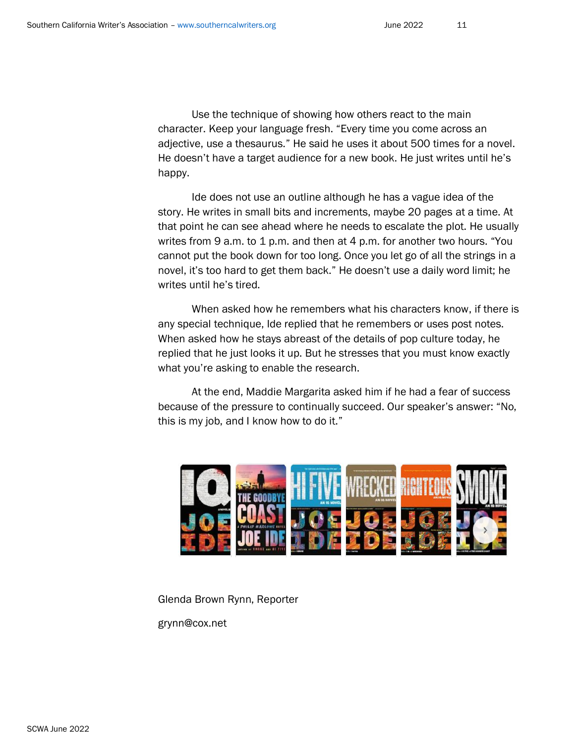Use the technique of showing how others react to the main character. Keep your language fresh. “Every time you come across an adjective, use a thesaurus.” He said he uses it about 500 times for a novel. He doesn’t have a target audience for a new book. He just writes until he’s happy.

Ide does not use an outline although he has a vague idea of the story. He writes in small bits and increments, maybe 20 pages at a time. At that point he can see ahead where he needs to escalate the plot. He usually writes from 9 a.m. to 1 p.m. and then at 4 p.m. for another two hours. “You cannot put the book down for too long. Once you let go of all the strings in a novel, it’s too hard to get them back.” He doesn’t use a daily word limit; he writes until he’s tired.

When asked how he remembers what his characters know, if there is any special technique, Ide replied that he remembers or uses post notes. When asked how he stays abreast of the details of pop culture today, he replied that he just looks it up. But he stresses that you must know exactly what you’re asking to enable the research.

At the end, Maddie Margarita asked him if he had a fear of success because of the pressure to continually succeed. Our speaker’s answer: “No, this is my job, and I know how to do it.”

Glenda Brown Rynn, Reporter

grynn@cox.net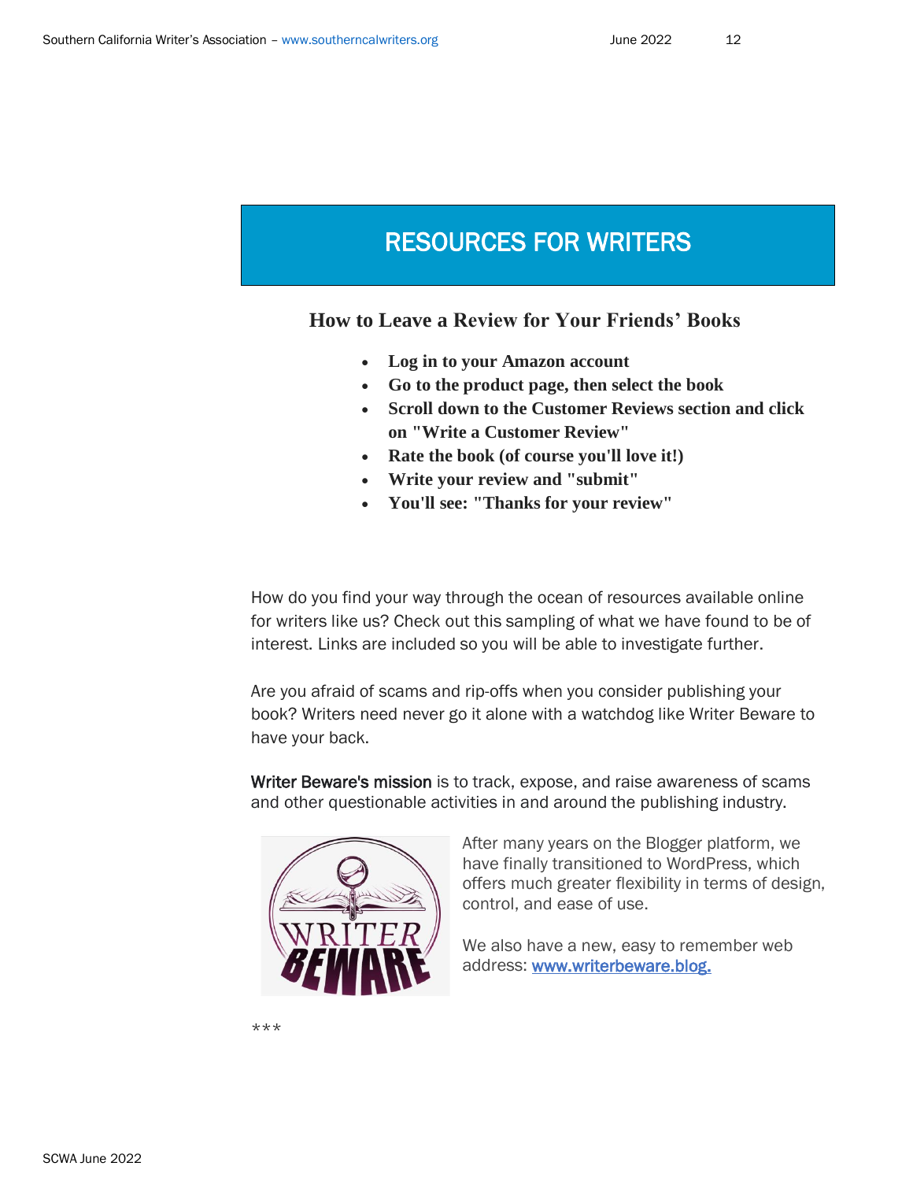# RESOURCES FOR WRITERS

## How to Leave a Review for Your Friends' Books

- **Log in to your Amazon account**
- **Go to the product page, then select the book**
- **Scroll down to the Customer Reviews section and click on "Write a Customer Review"**
- **Rate the book (of course you'll love it!)**
- **Write your review and "submit"**
- **You'll see: "Thanks for your review"**

How do you find your way through the ocean of resources available online for writers like us? Check out this sampling of what we have found to be of interest. Links are included so you will be able to investigate further.

Are you afraid of scams and rip-offs when you consider publishing your book? Writers need never go it alone with a watchdog like Writer Beware to have your back.

Writer Beware's mission is to track, expose, and raise awareness of scams and other questionable activities in and around the publishing industry.

After many years on the Blogger platform, we have finally transitioned to WordPress, which offers much greater flexibility in terms of design, control, and ease of use.

We also have a new, easy to remember web address: www.writerbeware.blog.

***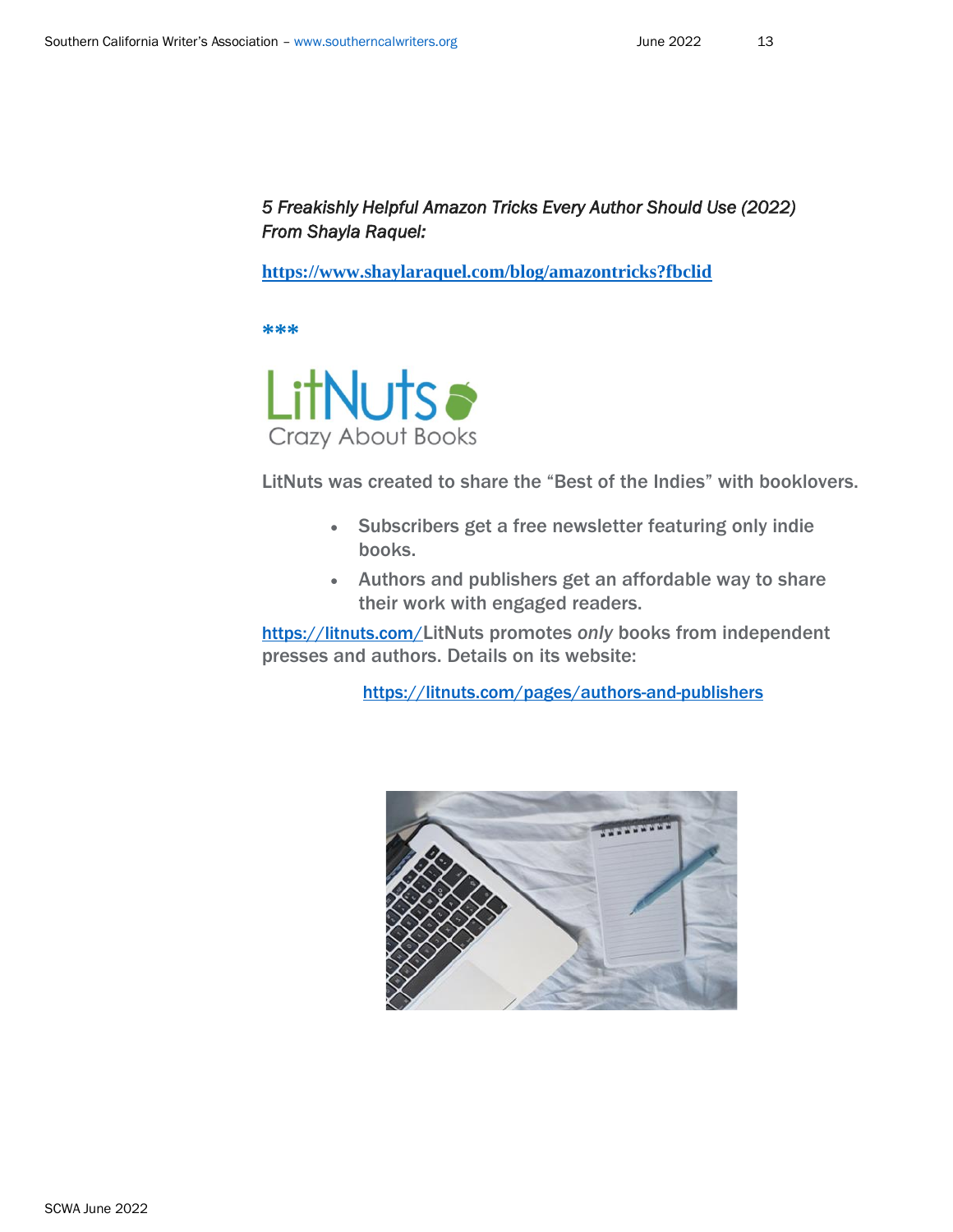*5 Freakishly Helpful Amazon Tricks Every Author Should Use (2022) From Shayla Raquel:*

**https://www.shaylaraquel.com/blog/amazontricks?fbclid**

***

LitNuts
Crazy About Books

LitNuts was created to share the "Best of the Indies" with booklovers.

- Subscribers get a free newsletter featuring only indie books.
- Authors and publishers get an affordable way to share their work with engaged readers.

https://litnuts.com/LitNuts promotes *only* books from independent presses and authors. Details on its website:

https://litnuts.com/pages/authors-and-publishers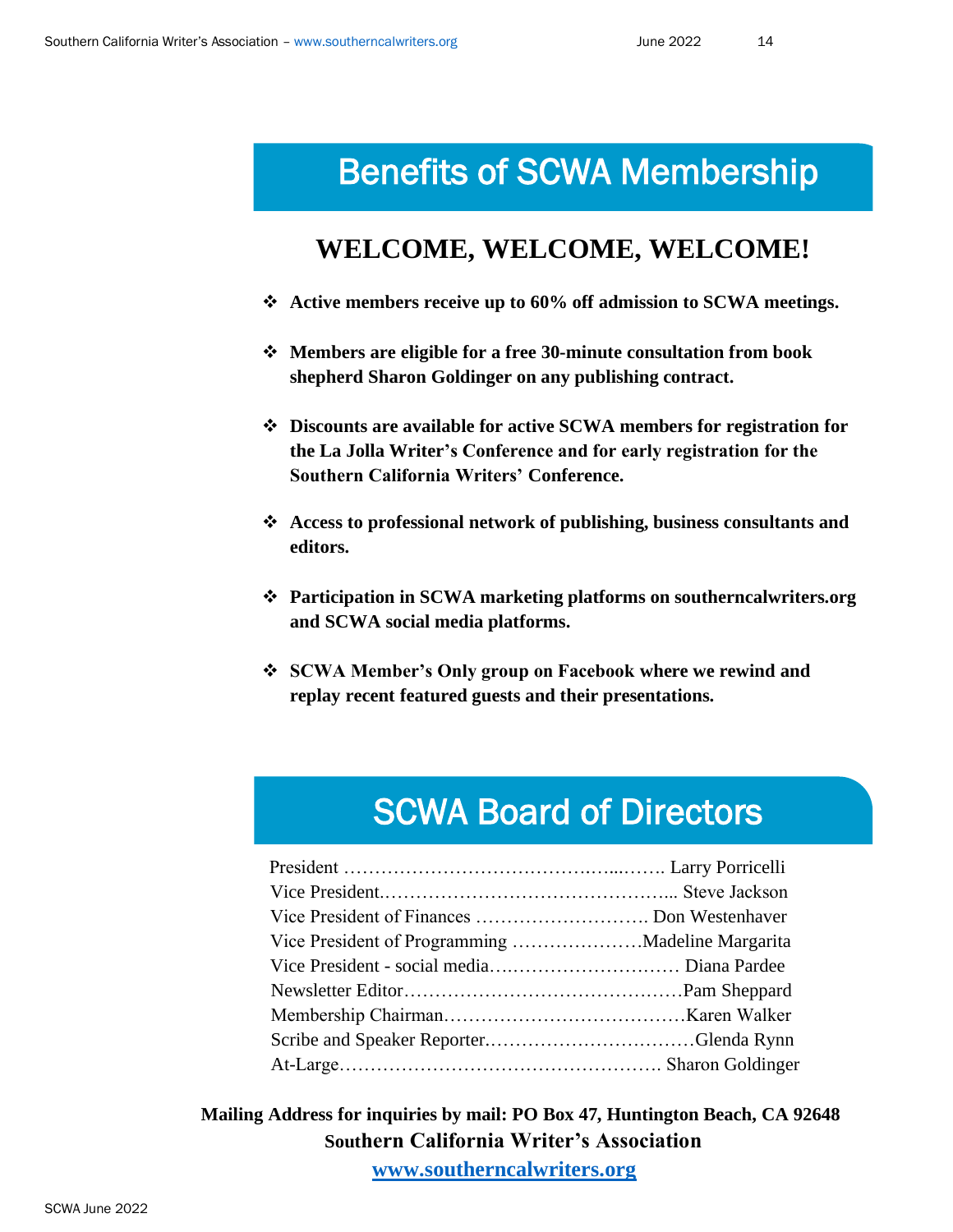# Benefits of SCWA Membership

## WELCOME, WELCOME, WELCOME!

- **Active members receive up to 60% off admission to SCWA meetings.**
- **Members are eligible for a free 30-minute consultation from book shepherd Sharon Goldinger on any publishing contract.**
- **Discounts are available for active SCWA members for registration for the La Jolla Writer's Conference and for early registration for the Southern California Writers' Conference.**
- **Access to professional network of publishing, business consultants and editors.**
- **Participation in SCWA marketing platforms on southerncalwriters.org and SCWA social media platforms.**
- **SCWA Member's Only group on Facebook where we rewind and replay recent featured guests and their presentations.**

# SCWA Board of Directors

President ……………………………….…...……. Larry Porricelli
Vice President.………………………………………... Steve Jackson
Vice President of Finances ………………………. Don Westenhaver
Vice President of Programming …………………Madeline Margarita
Vice President - social media….……………………… Diana Pardee
Newsletter Editor…………………………….………Pam Sheppard
Membership Chairman…………………………………Karen Walker
Scribe and Speaker Reporter.……………………………Glenda Rynn
At-Large……………………………………………. Sharon Goldinger

**Mailing Address for inquiries by mail: PO Box 47, Huntington Beach, CA 92648**

**Southern California Writer's Association**

**www.southerncalwriters.org**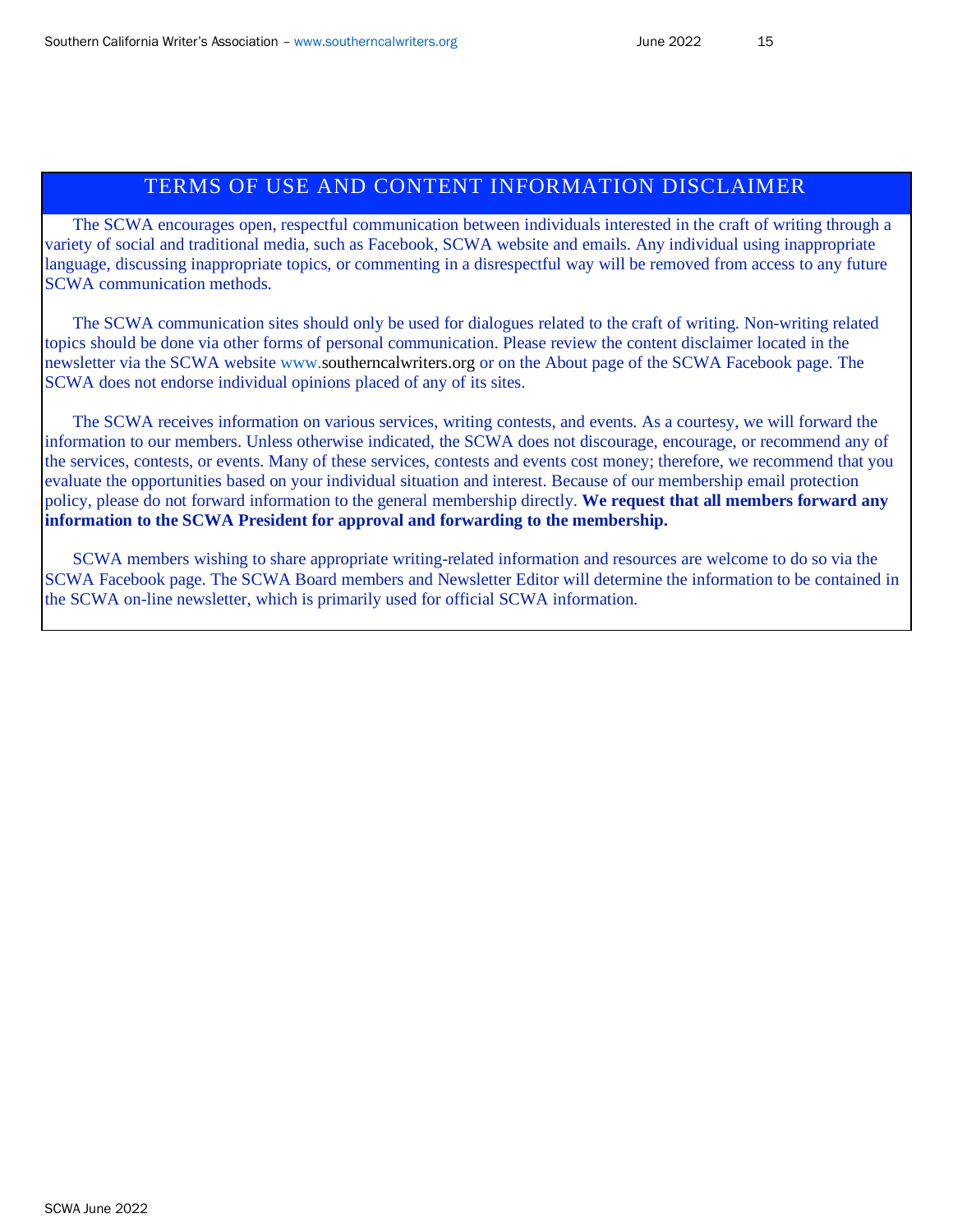## TERMS OF USE AND CONTENT INFORMATION DISCLAIMER

The SCWA encourages open, respectful communication between individuals interested in the craft of writing through a variety of social and traditional media, such as Facebook, SCWA website and emails. Any individual using inappropriate language, discussing inappropriate topics, or commenting in a disrespectful way will be removed from access to any future SCWA communication methods.

The SCWA communication sites should only be used for dialogues related to the craft of writing. Non-writing related topics should be done via other forms of personal communication. Please review the content disclaimer located in the newsletter via the SCWA website www.southerncalwriters.org or on the About page of the SCWA Facebook page. The SCWA does not endorse individual opinions placed of any of its sites.

The SCWA receives information on various services, writing contests, and events. As a courtesy, we will forward the information to our members. Unless otherwise indicated, the SCWA does not discourage, encourage, or recommend any of the services, contests, or events. Many of these services, contests and events cost money; therefore, we recommend that you evaluate the opportunities based on your individual situation and interest. Because of our membership email protection policy, please do not forward information to the general membership directly. **We request that all members forward any information to the SCWA President for approval and forwarding to the membership.**

SCWA members wishing to share appropriate writing-related information and resources are welcome to do so via the SCWA Facebook page. The SCWA Board members and Newsletter Editor will determine the information to be contained in the SCWA on-line newsletter, which is primarily used for official SCWA information.